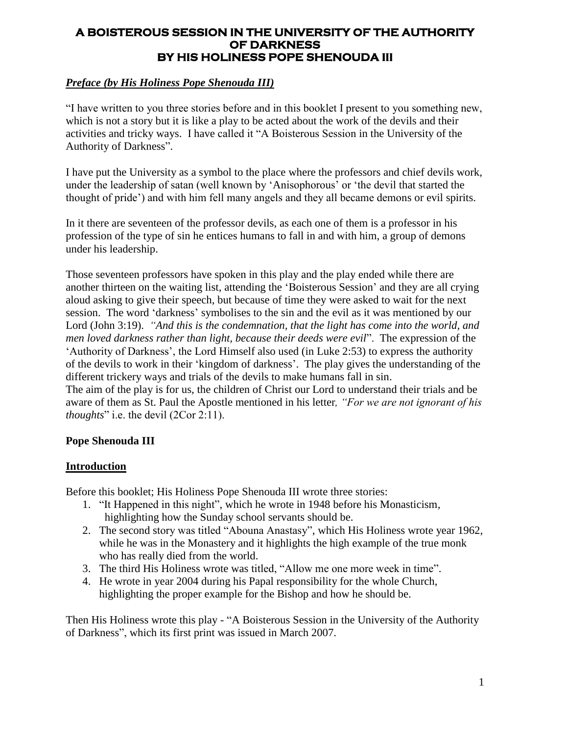# A BOISTEROUS SESSION IN THE UNIVERSITY OF THE AUTHORITY OF DARKNESS
# BY HIS HOLINESS POPE SHENOUDA III

***Preface (by His Holiness Pope Shenouda III)***

"I have written to you three stories before and in this booklet I present to you something new, which is not a story but it is like a play to be acted about the work of the devils and their activities and tricky ways. I have called it "A Boisterous Session in the University of the Authority of Darkness".

I have put the University as a symbol to the place where the professors and chief devils work, under the leadership of satan (well known by 'Anisophorous' or 'the devil that started the thought of pride') and with him fell many angels and they all became demons or evil spirits.

In it there are seventeen of the professor devils, as each one of them is a professor in his profession of the type of sin he entices humans to fall in and with him, a group of demons under his leadership.

Those seventeen professors have spoken in this play and the play ended while there are another thirteen on the waiting list, attending the 'Boisterous Session' and they are all crying aloud asking to give their speech, but because of time they were asked to wait for the next session. The word 'darkness' symbolises to the sin and the evil as it was mentioned by our Lord (John 3:19). *"And this is the condemnation, that the light has come into the world, and men loved darkness rather than light, because their deeds were evil*". The expression of the 'Authority of Darkness', the Lord Himself also used (in Luke 2:53) to express the authority of the devils to work in their 'kingdom of darkness'. The play gives the understanding of the different trickery ways and trials of the devils to make humans fall in sin.
The aim of the play is for us, the children of Christ our Lord to understand their trials and be aware of them as St. Paul the Apostle mentioned in his letter*, "For we are not ignorant of his thoughts*" i.e. the devil (2Cor 2:11).

**Pope Shenouda III**

## Introduction

Before this booklet; His Holiness Pope Shenouda III wrote three stories:

1. "It Happened in this night", which he wrote in 1948 before his Monasticism, highlighting how the Sunday school servants should be.
2. The second story was titled "Abouna Anastasy", which His Holiness wrote year 1962, while he was in the Monastery and it highlights the high example of the true monk who has really died from the world.
3. The third His Holiness wrote was titled, "Allow me one more week in time".
4. He wrote in year 2004 during his Papal responsibility for the whole Church, highlighting the proper example for the Bishop and how he should be.

Then His Holiness wrote this play - "A Boisterous Session in the University of the Authority of Darkness", which its first print was issued in March 2007.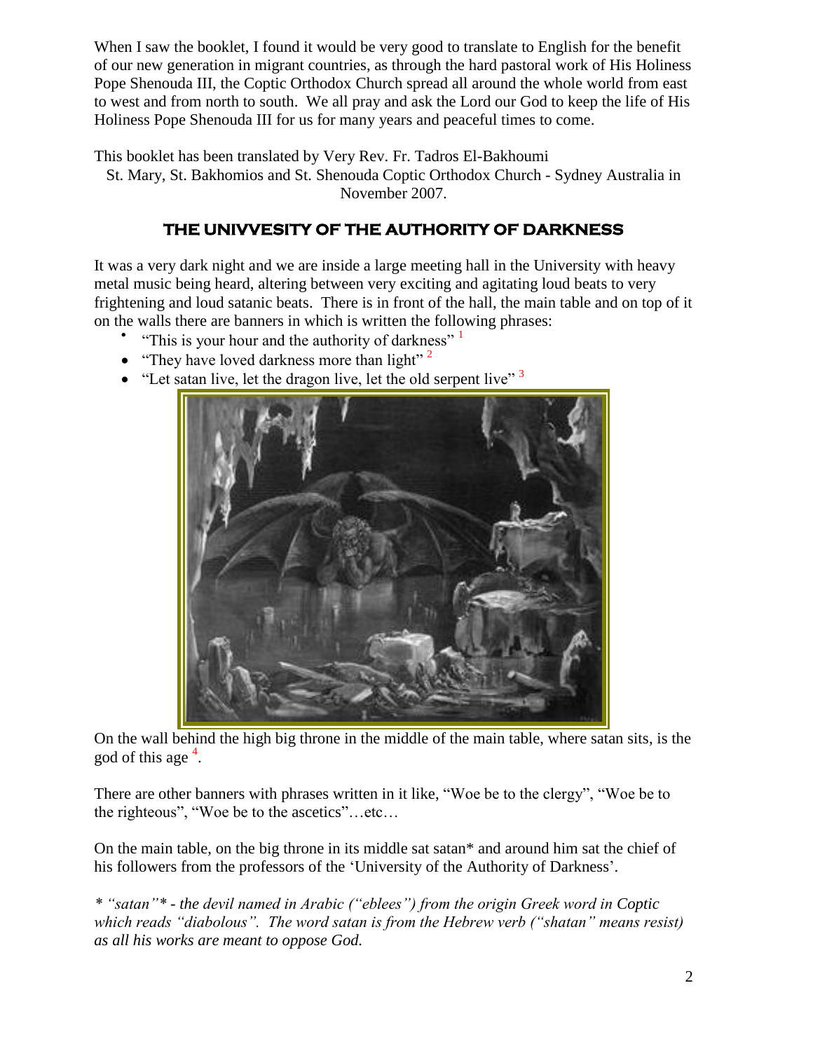When I saw the booklet, I found it would be very good to translate to English for the benefit of our new generation in migrant countries, as through the hard pastoral work of His Holiness Pope Shenouda III, the Coptic Orthodox Church spread all around the whole world from east to west and from north to south. We all pray and ask the Lord our God to keep the life of His Holiness Pope Shenouda III for us for many years and peaceful times to come.

This booklet has been translated by Very Rev. Fr. Tadros El-Bakhoumi
St. Mary, St. Bakhomios and St. Shenouda Coptic Orthodox Church - Sydney Australia in November 2007.

## THE UNIVVESITY OF THE AUTHORITY OF DARKNESS

It was a very dark night and we are inside a large meeting hall in the University with heavy metal music being heard, altering between very exciting and agitating loud beats to very frightening and loud satanic beats. There is in front of the hall, the main table and on top of it on the walls there are banners in which is written the following phrases:

- "This is your hour and the authority of darkness" [1]
- "They have loved darkness more than light" [2]
- "Let satan live, let the dragon live, let the old serpent live" [3]

On the wall behind the high big throne in the middle of the main table, where satan sits, is the god of this age [4].

There are other banners with phrases written in it like, "Woe be to the clergy", "Woe be to the righteous", "Woe be to the ascetics"…etc…

On the main table, on the big throne in its middle sat satan* and around him sat the chief of his followers from the professors of the 'University of the Authority of Darkness'.

*\* "satan"\* - the devil named in Arabic ("eblees") from the origin Greek word in Coptic which reads "diabolous". The word satan is from the Hebrew verb ("shatan" means resist) as all his works are meant to oppose God.*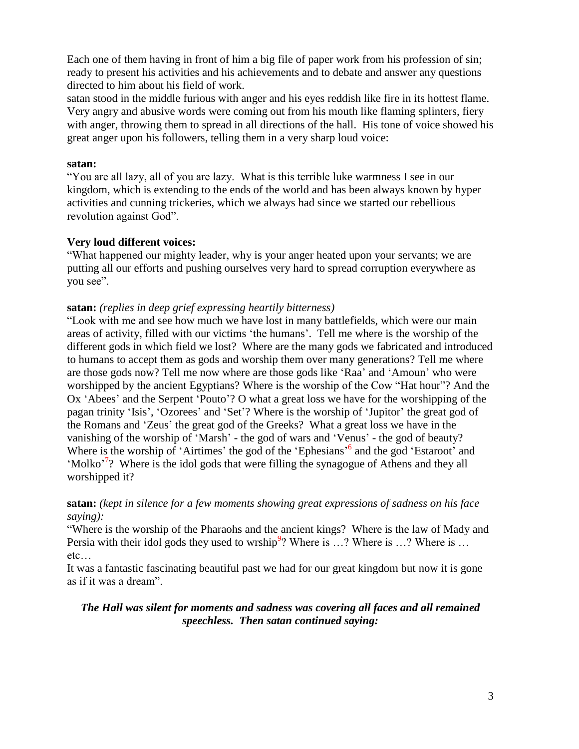Each one of them having in front of him a big file of paper work from his profession of sin; ready to present his activities and his achievements and to debate and answer any questions directed to him about his field of work.

satan stood in the middle furious with anger and his eyes reddish like fire in its hottest flame. Very angry and abusive words were coming out from his mouth like flaming splinters, fiery with anger, throwing them to spread in all directions of the hall. His tone of voice showed his great anger upon his followers, telling them in a very sharp loud voice:

**satan:**

"You are all lazy, all of you are lazy. What is this terrible luke warmness I see in our kingdom, which is extending to the ends of the world and has been always known by hyper activities and cunning trickeries, which we always had since we started our rebellious revolution against God".

**Very loud different voices:**

"What happened our mighty leader, why is your anger heated upon your servants; we are putting all our efforts and pushing ourselves very hard to spread corruption everywhere as you see".

**satan:** *(replies in deep grief expressing heartily bitterness)*

"Look with me and see how much we have lost in many battlefields, which were our main areas of activity, filled with our victims 'the humans'. Tell me where is the worship of the different gods in which field we lost? Where are the many gods we fabricated and introduced to humans to accept them as gods and worship them over many generations? Tell me where are those gods now? Tell me now where are those gods like 'Raa' and 'Amoun' who were worshipped by the ancient Egyptians? Where is the worship of the Cow "Hat hour"? And the Ox 'Abees' and the Serpent 'Pouto'? O what a great loss we have for the worshipping of the pagan trinity 'Isis', 'Ozorees' and 'Set'? Where is the worship of 'Jupitor' the great god of the Romans and 'Zeus' the great god of the Greeks? What a great loss we have in the vanishing of the worship of 'Marsh' - the god of wars and 'Venus' - the god of beauty? Where is the worship of 'Airtimes' the god of the 'Ephesians'[6] and the god 'Estaroot' and 'Molko'[7]? Where is the idol gods that were filling the synagogue of Athens and they all worshipped it?

**satan:** *(kept in silence for a few moments showing great expressions of sadness on his face saying):*

"Where is the worship of the Pharaohs and the ancient kings? Where is the law of Mady and Persia with their idol gods they used to wrship[9]? Where is …? Where is …? Where is … etc…

It was a fantastic fascinating beautiful past we had for our great kingdom but now it is gone as if it was a dream".

***The Hall was silent for moments and sadness was covering all faces and all remained speechless. Then satan continued saying:***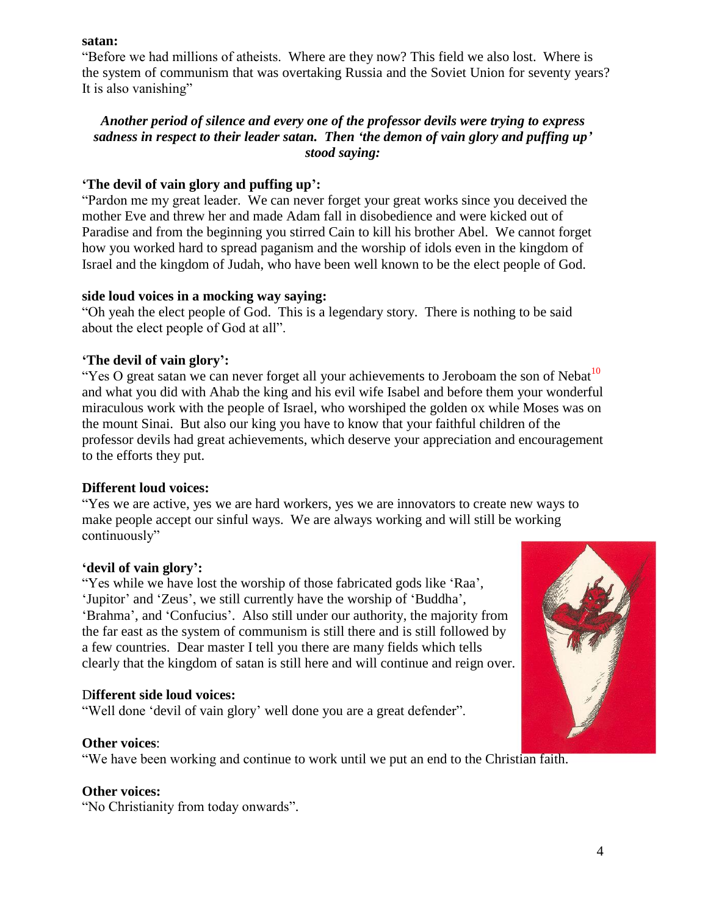**satan:**

"Before we had millions of atheists. Where are they now? This field we also lost. Where is the system of communism that was overtaking Russia and the Soviet Union for seventy years? It is also vanishing"

***Another period of silence and every one of the professor devils were trying to express sadness in respect to their leader satan. Then 'the demon of vain glory and puffing up' stood saying:***

**'The devil of vain glory and puffing up':**

"Pardon me my great leader. We can never forget your great works since you deceived the mother Eve and threw her and made Adam fall in disobedience and were kicked out of Paradise and from the beginning you stirred Cain to kill his brother Abel. We cannot forget how you worked hard to spread paganism and the worship of idols even in the kingdom of Israel and the kingdom of Judah, who have been well known to be the elect people of God.

**side loud voices in a mocking way saying:**

"Oh yeah the elect people of God. This is a legendary story. There is nothing to be said about the elect people of God at all".

**'The devil of vain glory':**

"Yes O great satan we can never forget all your achievements to Jeroboam the son of Nebat[10] and what you did with Ahab the king and his evil wife Isabel and before them your wonderful miraculous work with the people of Israel, who worshiped the golden ox while Moses was on the mount Sinai. But also our king you have to know that your faithful children of the professor devils had great achievements, which deserve your appreciation and encouragement to the efforts they put.

**Different loud voices:**

"Yes we are active, yes we are hard workers, yes we are innovators to create new ways to make people accept our sinful ways. We are always working and will still be working continuously"

**'devil of vain glory':**

"Yes while we have lost the worship of those fabricated gods like 'Raa', 'Jupitor' and 'Zeus', we still currently have the worship of 'Buddha', 'Brahma', and 'Confucius'. Also still under our authority, the majority from the far east as the system of communism is still there and is still followed by a few countries. Dear master I tell you there are many fields which tells clearly that the kingdom of satan is still here and will continue and reign over.

**Different side loud voices:**

"Well done 'devil of vain glory' well done you are a great defender".

**Other voices**:

"We have been working and continue to work until we put an end to the Christian faith.

**Other voices:**

"No Christianity from today onwards".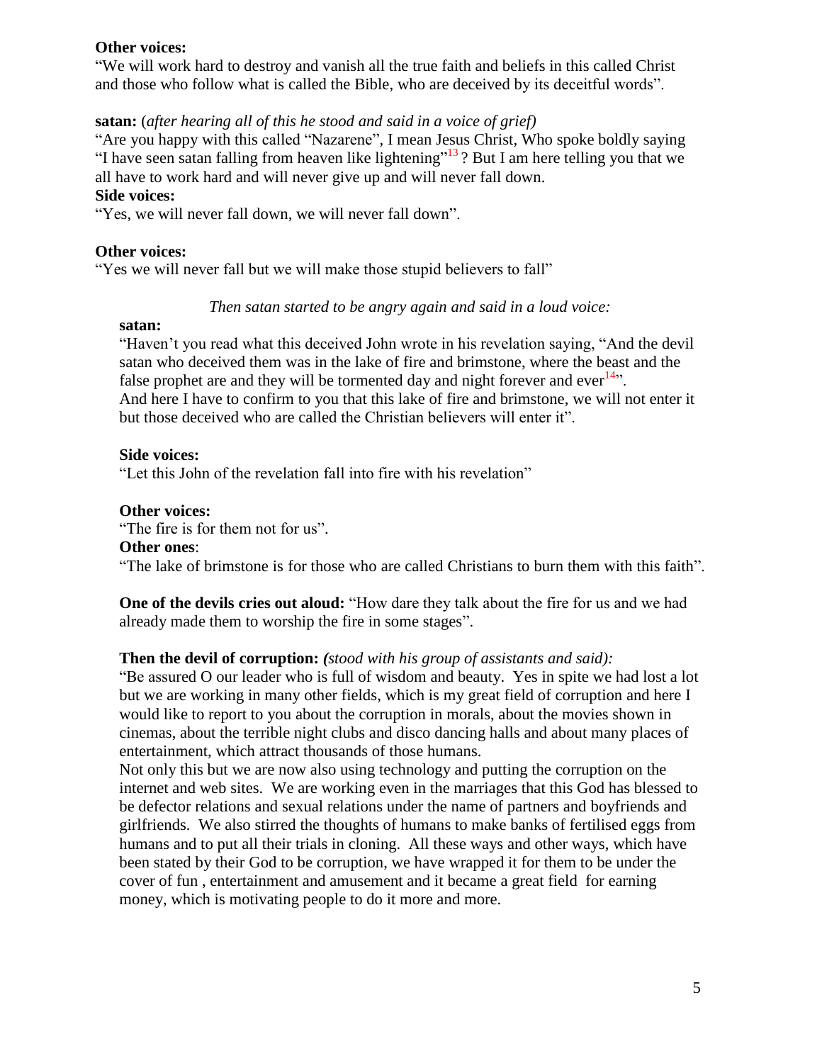**Other voices:**

"We will work hard to destroy and vanish all the true faith and beliefs in this called Christ and those who follow what is called the Bible, who are deceived by its deceitful words".

**satan:** (*after hearing all of this he stood and said in a voice of grief)*

"Are you happy with this called "Nazarene", I mean Jesus Christ, Who spoke boldly saying "I have seen satan falling from heaven like lightening"[13] ? But I am here telling you that we all have to work hard and will never give up and will never fall down.

**Side voices:**

"Yes, we will never fall down, we will never fall down".

**Other voices:**

"Yes we will never fall but we will make those stupid believers to fall"

*Then satan started to be angry again and said in a loud voice:*

**satan:**

"Haven't you read what this deceived John wrote in his revelation saying, "And the devil satan who deceived them was in the lake of fire and brimstone, where the beast and the false prophet are and they will be tormented day and night forever and ever[14]".

And here I have to confirm to you that this lake of fire and brimstone, we will not enter it but those deceived who are called the Christian believers will enter it".

**Side voices:**

"Let this John of the revelation fall into fire with his revelation"

**Other voices:**

"The fire is for them not for us".

**Other ones**:

"The lake of brimstone is for those who are called Christians to burn them with this faith".

**One of the devils cries out aloud:** "How dare they talk about the fire for us and we had already made them to worship the fire in some stages".

**Then the devil of corruption:** *(stood with his group of assistants and said):*

"Be assured O our leader who is full of wisdom and beauty. Yes in spite we had lost a lot but we are working in many other fields, which is my great field of corruption and here I would like to report to you about the corruption in morals, about the movies shown in cinemas, about the terrible night clubs and disco dancing halls and about many places of entertainment, which attract thousands of those humans.

Not only this but we are now also using technology and putting the corruption on the internet and web sites. We are working even in the marriages that this God has blessed to be defector relations and sexual relations under the name of partners and boyfriends and girlfriends. We also stirred the thoughts of humans to make banks of fertilised eggs from humans and to put all their trials in cloning. All these ways and other ways, which have been stated by their God to be corruption, we have wrapped it for them to be under the cover of fun , entertainment and amusement and it became a great field for earning money, which is motivating people to do it more and more.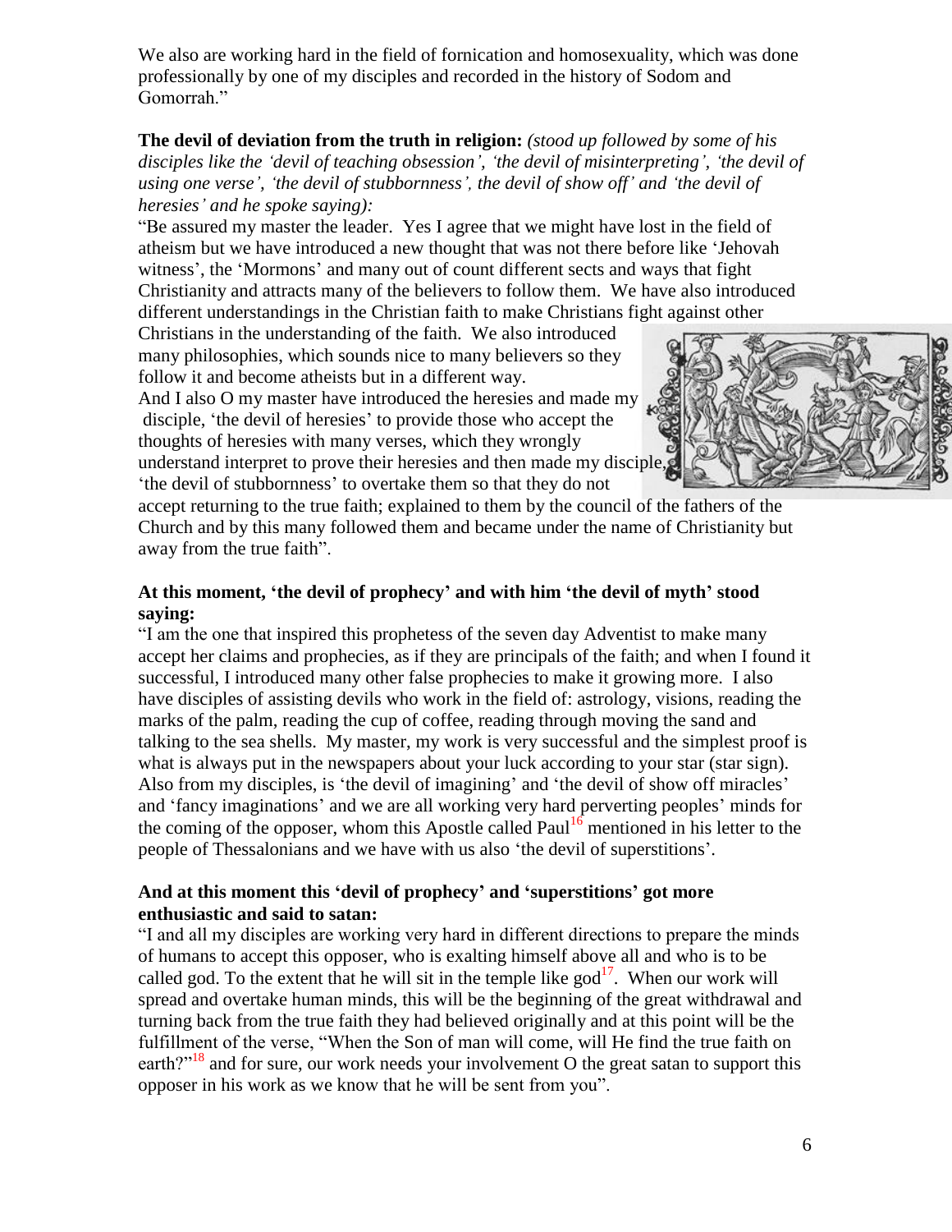We also are working hard in the field of fornication and homosexuality, which was done professionally by one of my disciples and recorded in the history of Sodom and Gomorrah."

**The devil of deviation from the truth in religion:** *(stood up followed by some of his disciples like the 'devil of teaching obsession', 'the devil of misinterpreting', 'the devil of using one verse', 'the devil of stubbornness', the devil of show off' and 'the devil of heresies' and he spoke saying):*

"Be assured my master the leader. Yes I agree that we might have lost in the field of atheism but we have introduced a new thought that was not there before like 'Jehovah witness', the 'Mormons' and many out of count different sects and ways that fight Christianity and attracts many of the believers to follow them. We have also introduced different understandings in the Christian faith to make Christians fight against other Christians in the understanding of the faith. We also introduced many philosophies, which sounds nice to many believers so they follow it and become atheists but in a different way.

And I also O my master have introduced the heresies and made my disciple, 'the devil of heresies' to provide those who accept the thoughts of heresies with many verses, which they wrongly understand interpret to prove their heresies and then made my disciple, 'the devil of stubbornness' to overtake them so that they do not accept returning to the true faith; explained to them by the council of the fathers of the Church and by this many followed them and became under the name of Christianity but away from the true faith".

**At this moment, 'the devil of prophecy' and with him 'the devil of myth' stood saying:**

"I am the one that inspired this prophetess of the seven day Adventist to make many accept her claims and prophecies, as if they are principals of the faith; and when I found it successful, I introduced many other false prophecies to make it growing more. I also have disciples of assisting devils who work in the field of: astrology, visions, reading the marks of the palm, reading the cup of coffee, reading through moving the sand and talking to the sea shells. My master, my work is very successful and the simplest proof is what is always put in the newspapers about your luck according to your star (star sign). Also from my disciples, is 'the devil of imagining' and 'the devil of show off miracles' and 'fancy imaginations' and we are all working very hard perverting peoples' minds for the coming of the opposer, whom this Apostle called Paul[16] mentioned in his letter to the people of Thessalonians and we have with us also 'the devil of superstitions'.

**And at this moment this 'devil of prophecy' and 'superstitions' got more enthusiastic and said to satan:**

"I and all my disciples are working very hard in different directions to prepare the minds of humans to accept this opposer, who is exalting himself above all and who is to be called god. To the extent that he will sit in the temple like god[17]. When our work will spread and overtake human minds, this will be the beginning of the great withdrawal and turning back from the true faith they had believed originally and at this point will be the fulfillment of the verse, "When the Son of man will come, will He find the true faith on earth?"[18] and for sure, our work needs your involvement O the great satan to support this opposer in his work as we know that he will be sent from you".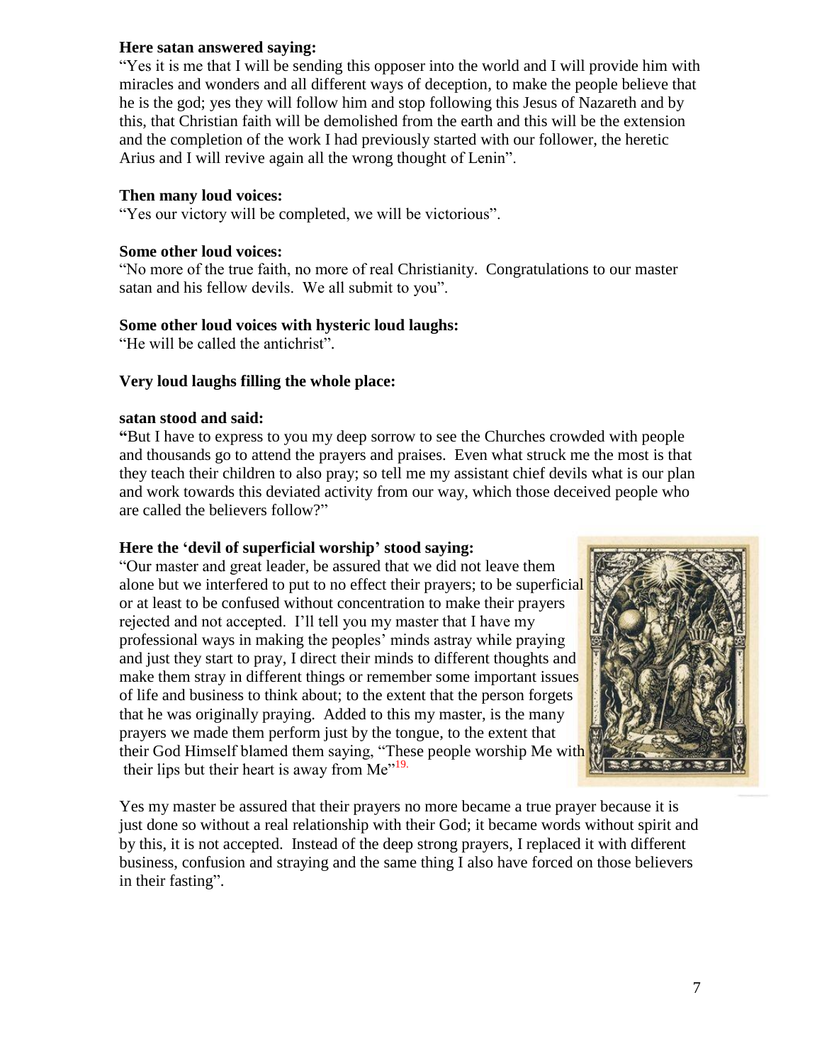**Here satan answered saying:**

"Yes it is me that I will be sending this opposer into the world and I will provide him with miracles and wonders and all different ways of deception, to make the people believe that he is the god; yes they will follow him and stop following this Jesus of Nazareth and by this, that Christian faith will be demolished from the earth and this will be the extension and the completion of the work I had previously started with our follower, the heretic Arius and I will revive again all the wrong thought of Lenin".

**Then many loud voices:**

"Yes our victory will be completed, we will be victorious".

**Some other loud voices:**

"No more of the true faith, no more of real Christianity. Congratulations to our master satan and his fellow devils. We all submit to you".

**Some other loud voices with hysteric loud laughs:**

"He will be called the antichrist".

**Very loud laughs filling the whole place:**

**satan stood and said:**

**"**But I have to express to you my deep sorrow to see the Churches crowded with people and thousands go to attend the prayers and praises. Even what struck me the most is that they teach their children to also pray; so tell me my assistant chief devils what is our plan and work towards this deviated activity from our way, which those deceived people who are called the believers follow?"

**Here the 'devil of superficial worship' stood saying:**

"Our master and great leader, be assured that we did not leave them alone but we interfered to put to no effect their prayers; to be superficial or at least to be confused without concentration to make their prayers rejected and not accepted. I'll tell you my master that I have my professional ways in making the peoples' minds astray while praying and just they start to pray, I direct their minds to different thoughts and make them stray in different things or remember some important issues of life and business to think about; to the extent that the person forgets that he was originally praying. Added to this my master, is the many prayers we made them perform just by the tongue, to the extent that their God Himself blamed them saying, "These people worship Me with their lips but their heart is away from Me"[19.]

Yes my master be assured that their prayers no more became a true prayer because it is just done so without a real relationship with their God; it became words without spirit and by this, it is not accepted. Instead of the deep strong prayers, I replaced it with different business, confusion and straying and the same thing I also have forced on those believers in their fasting".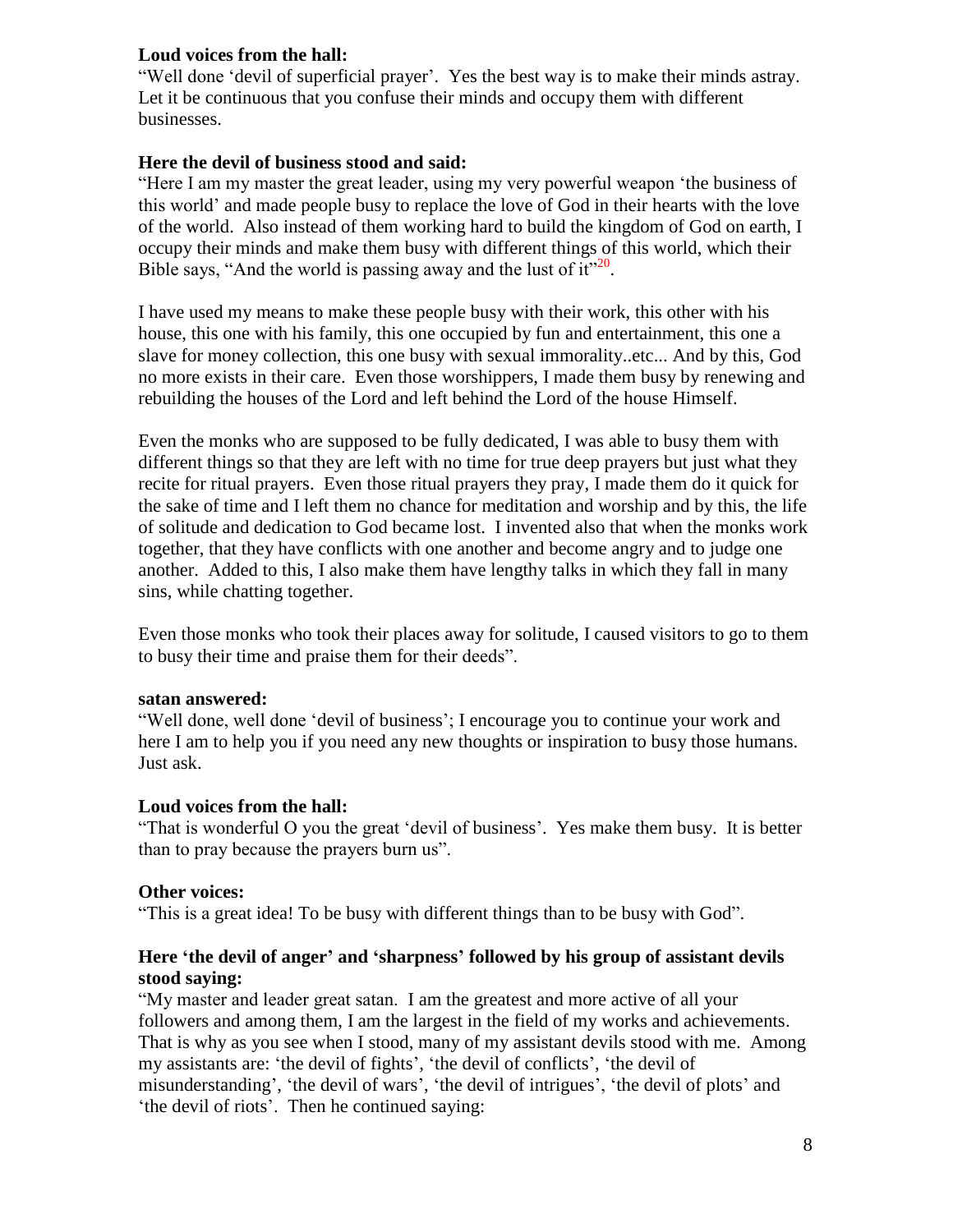**Loud voices from the hall:**

"Well done 'devil of superficial prayer'. Yes the best way is to make their minds astray. Let it be continuous that you confuse their minds and occupy them with different businesses.

**Here the devil of business stood and said:**

"Here I am my master the great leader, using my very powerful weapon 'the business of this world' and made people busy to replace the love of God in their hearts with the love of the world. Also instead of them working hard to build the kingdom of God on earth, I occupy their minds and make them busy with different things of this world, which their Bible says, "And the world is passing away and the lust of it"[20].

I have used my means to make these people busy with their work, this other with his house, this one with his family, this one occupied by fun and entertainment, this one a slave for money collection, this one busy with sexual immorality..etc... And by this, God no more exists in their care. Even those worshippers, I made them busy by renewing and rebuilding the houses of the Lord and left behind the Lord of the house Himself.

Even the monks who are supposed to be fully dedicated, I was able to busy them with different things so that they are left with no time for true deep prayers but just what they recite for ritual prayers. Even those ritual prayers they pray, I made them do it quick for the sake of time and I left them no chance for meditation and worship and by this, the life of solitude and dedication to God became lost. I invented also that when the monks work together, that they have conflicts with one another and become angry and to judge one another. Added to this, I also make them have lengthy talks in which they fall in many sins, while chatting together.

Even those monks who took their places away for solitude, I caused visitors to go to them to busy their time and praise them for their deeds".

**satan answered:**

"Well done, well done 'devil of business'; I encourage you to continue your work and here I am to help you if you need any new thoughts or inspiration to busy those humans. Just ask.

**Loud voices from the hall:**

"That is wonderful O you the great 'devil of business'. Yes make them busy. It is better than to pray because the prayers burn us".

**Other voices:**

"This is a great idea! To be busy with different things than to be busy with God".

**Here 'the devil of anger' and 'sharpness' followed by his group of assistant devils stood saying:**

"My master and leader great satan. I am the greatest and more active of all your followers and among them, I am the largest in the field of my works and achievements. That is why as you see when I stood, many of my assistant devils stood with me. Among my assistants are: 'the devil of fights', 'the devil of conflicts', 'the devil of misunderstanding', 'the devil of wars', 'the devil of intrigues', 'the devil of plots' and 'the devil of riots'. Then he continued saying: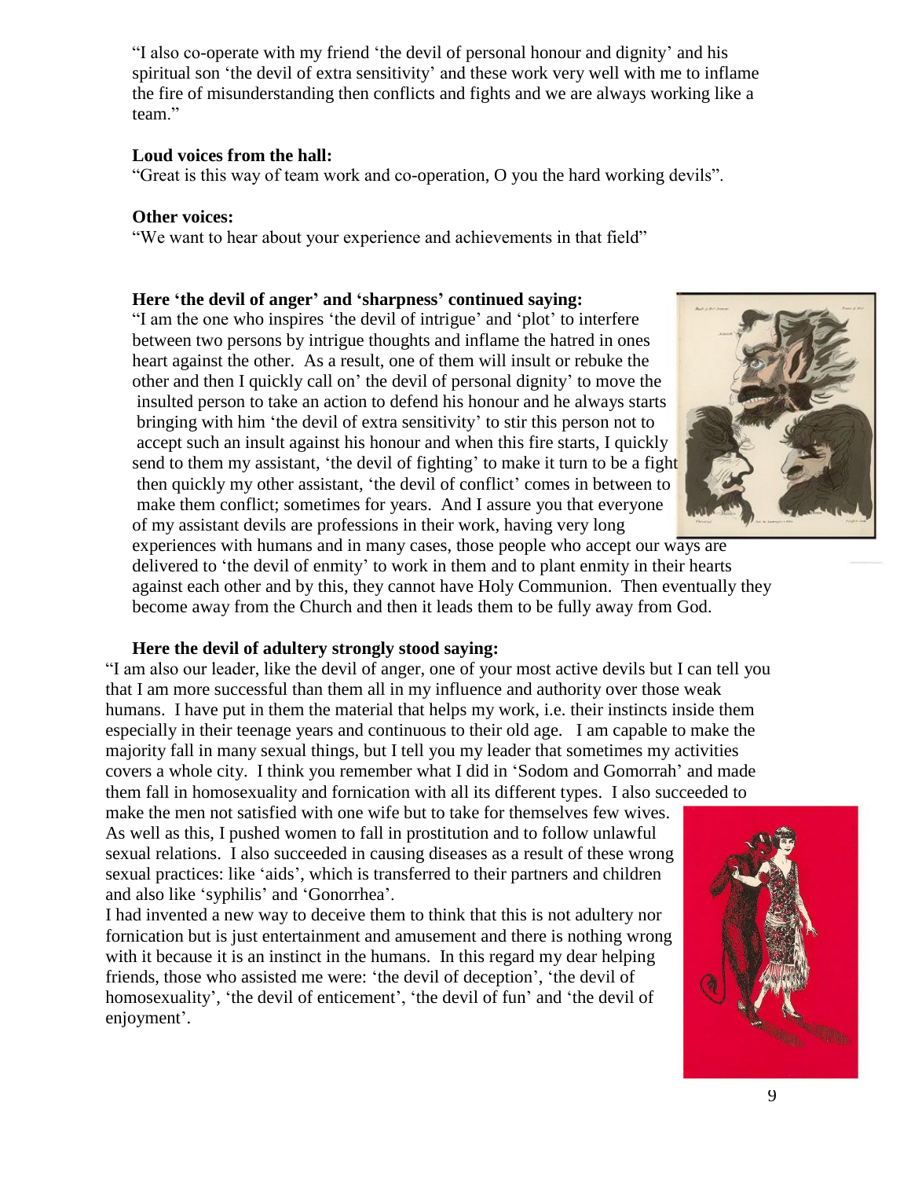"I also co-operate with my friend 'the devil of personal honour and dignity' and his spiritual son 'the devil of extra sensitivity' and these work very well with me to inflame the fire of misunderstanding then conflicts and fights and we are always working like a team."

**Loud voices from the hall:**

"Great is this way of team work and co-operation, O you the hard working devils".

**Other voices:**

"We want to hear about your experience and achievements in that field"

**Here 'the devil of anger' and 'sharpness' continued saying:**

"I am the one who inspires 'the devil of intrigue' and 'plot' to interfere between two persons by intrigue thoughts and inflame the hatred in ones heart against the other. As a result, one of them will insult or rebuke the other and then I quickly call on' the devil of personal dignity' to move the insulted person to take an action to defend his honour and he always starts bringing with him 'the devil of extra sensitivity' to stir this person not to accept such an insult against his honour and when this fire starts, I quickly send to them my assistant, 'the devil of fighting' to make it turn to be a fight then quickly my other assistant, 'the devil of conflict' comes in between to make them conflict; sometimes for years. And I assure you that everyone of my assistant devils are professions in their work, having very long experiences with humans and in many cases, those people who accept our ways are delivered to 'the devil of enmity' to work in them and to plant enmity in their hearts against each other and by this, they cannot have Holy Communion. Then eventually they become away from the Church and then it leads them to be fully away from God.

**Here the devil of adultery strongly stood saying:**

"I am also our leader, like the devil of anger, one of your most active devils but I can tell you that I am more successful than them all in my influence and authority over those weak humans. I have put in them the material that helps my work, i.e. their instincts inside them especially in their teenage years and continuous to their old age. I am capable to make the majority fall in many sexual things, but I tell you my leader that sometimes my activities covers a whole city. I think you remember what I did in 'Sodom and Gomorrah' and made them fall in homosexuality and fornication with all its different types. I also succeeded to make the men not satisfied with one wife but to take for themselves few wives. As well as this, I pushed women to fall in prostitution and to follow unlawful sexual relations. I also succeeded in causing diseases as a result of these wrong sexual practices: like 'aids', which is transferred to their partners and children and also like 'syphilis' and 'Gonorrhea'.

I had invented a new way to deceive them to think that this is not adultery nor fornication but is just entertainment and amusement and there is nothing wrong with it because it is an instinct in the humans. In this regard my dear helping friends, those who assisted me were: 'the devil of deception', 'the devil of homosexuality', 'the devil of enticement', 'the devil of fun' and 'the devil of enjoyment'.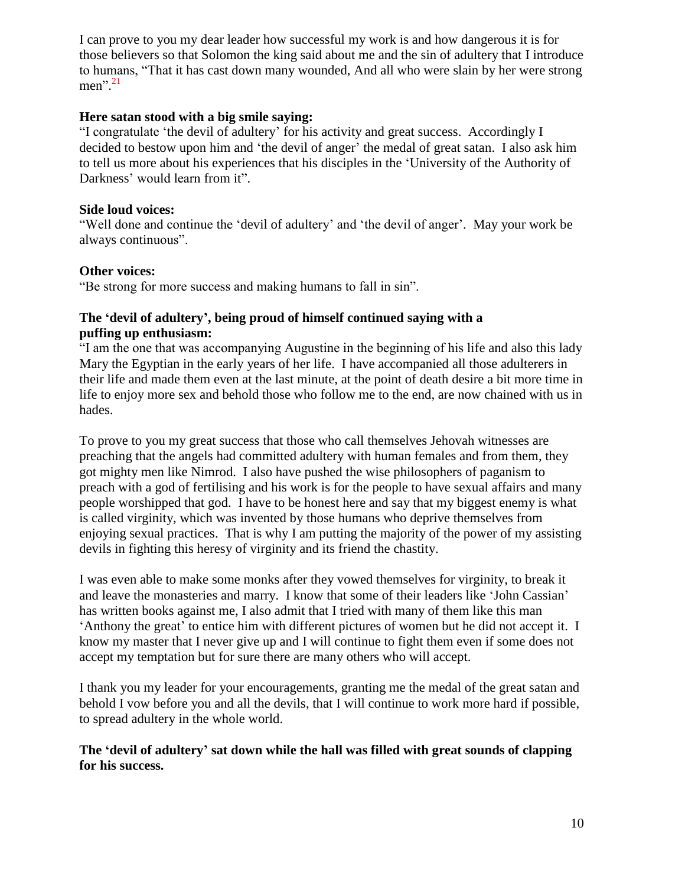I can prove to you my dear leader how successful my work is and how dangerous it is for those believers so that Solomon the king said about me and the sin of adultery that I introduce to humans, "That it has cast down many wounded, And all who were slain by her were strong men".[21]

**Here satan stood with a big smile saying:**

"I congratulate 'the devil of adultery' for his activity and great success. Accordingly I decided to bestow upon him and 'the devil of anger' the medal of great satan. I also ask him to tell us more about his experiences that his disciples in the 'University of the Authority of Darkness' would learn from it".

**Side loud voices:**

"Well done and continue the 'devil of adultery' and 'the devil of anger'. May your work be always continuous".

**Other voices:**

"Be strong for more success and making humans to fall in sin".

**The 'devil of adultery', being proud of himself continued saying with a puffing up enthusiasm:**

"I am the one that was accompanying Augustine in the beginning of his life and also this lady Mary the Egyptian in the early years of her life. I have accompanied all those adulterers in their life and made them even at the last minute, at the point of death desire a bit more time in life to enjoy more sex and behold those who follow me to the end, are now chained with us in hades.

To prove to you my great success that those who call themselves Jehovah witnesses are preaching that the angels had committed adultery with human females and from them, they got mighty men like Nimrod. I also have pushed the wise philosophers of paganism to preach with a god of fertilising and his work is for the people to have sexual affairs and many people worshipped that god. I have to be honest here and say that my biggest enemy is what is called virginity, which was invented by those humans who deprive themselves from enjoying sexual practices. That is why I am putting the majority of the power of my assisting devils in fighting this heresy of virginity and its friend the chastity.

I was even able to make some monks after they vowed themselves for virginity, to break it and leave the monasteries and marry. I know that some of their leaders like 'John Cassian' has written books against me, I also admit that I tried with many of them like this man 'Anthony the great' to entice him with different pictures of women but he did not accept it. I know my master that I never give up and I will continue to fight them even if some does not accept my temptation but for sure there are many others who will accept.

I thank you my leader for your encouragements, granting me the medal of the great satan and behold I vow before you and all the devils, that I will continue to work more hard if possible, to spread adultery in the whole world.

**The 'devil of adultery' sat down while the hall was filled with great sounds of clapping for his success.**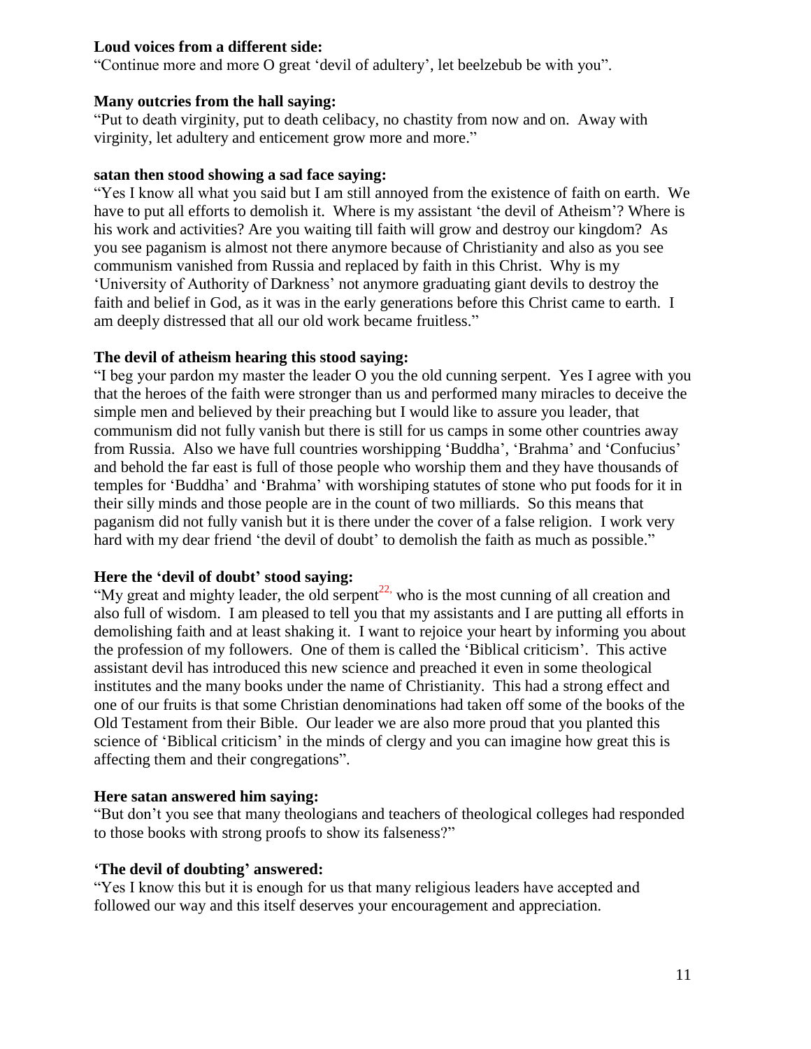**Loud voices from a different side:**
"Continue more and more O great 'devil of adultery', let beelzebub be with you".

**Many outcries from the hall saying:**
"Put to death virginity, put to death celibacy, no chastity from now and on. Away with virginity, let adultery and enticement grow more and more."

**satan then stood showing a sad face saying:**
"Yes I know all what you said but I am still annoyed from the existence of faith on earth. We have to put all efforts to demolish it. Where is my assistant 'the devil of Atheism'? Where is his work and activities? Are you waiting till faith will grow and destroy our kingdom? As you see paganism is almost not there anymore because of Christianity and also as you see communism vanished from Russia and replaced by faith in this Christ. Why is my 'University of Authority of Darkness' not anymore graduating giant devils to destroy the faith and belief in God, as it was in the early generations before this Christ came to earth. I am deeply distressed that all our old work became fruitless."

**The devil of atheism hearing this stood saying:**
"I beg your pardon my master the leader O you the old cunning serpent. Yes I agree with you that the heroes of the faith were stronger than us and performed many miracles to deceive the simple men and believed by their preaching but I would like to assure you leader, that communism did not fully vanish but there is still for us camps in some other countries away from Russia. Also we have full countries worshipping 'Buddha', 'Brahma' and 'Confucius' and behold the far east is full of those people who worship them and they have thousands of temples for 'Buddha' and 'Brahma' with worshiping statutes of stone who put foods for it in their silly minds and those people are in the count of two milliards. So this means that paganism did not fully vanish but it is there under the cover of a false religion. I work very hard with my dear friend 'the devil of doubt' to demolish the faith as much as possible."

**Here the 'devil of doubt' stood saying:**
"My great and mighty leader, the old serpent[22], who is the most cunning of all creation and also full of wisdom. I am pleased to tell you that my assistants and I are putting all efforts in demolishing faith and at least shaking it. I want to rejoice your heart by informing you about the profession of my followers. One of them is called the 'Biblical criticism'. This active assistant devil has introduced this new science and preached it even in some theological institutes and the many books under the name of Christianity. This had a strong effect and one of our fruits is that some Christian denominations had taken off some of the books of the Old Testament from their Bible. Our leader we are also more proud that you planted this science of 'Biblical criticism' in the minds of clergy and you can imagine how great this is affecting them and their congregations".

**Here satan answered him saying:**
"But don't you see that many theologians and teachers of theological colleges had responded to those books with strong proofs to show its falseness?"

**'The devil of doubting' answered:**
"Yes I know this but it is enough for us that many religious leaders have accepted and followed our way and this itself deserves your encouragement and appreciation.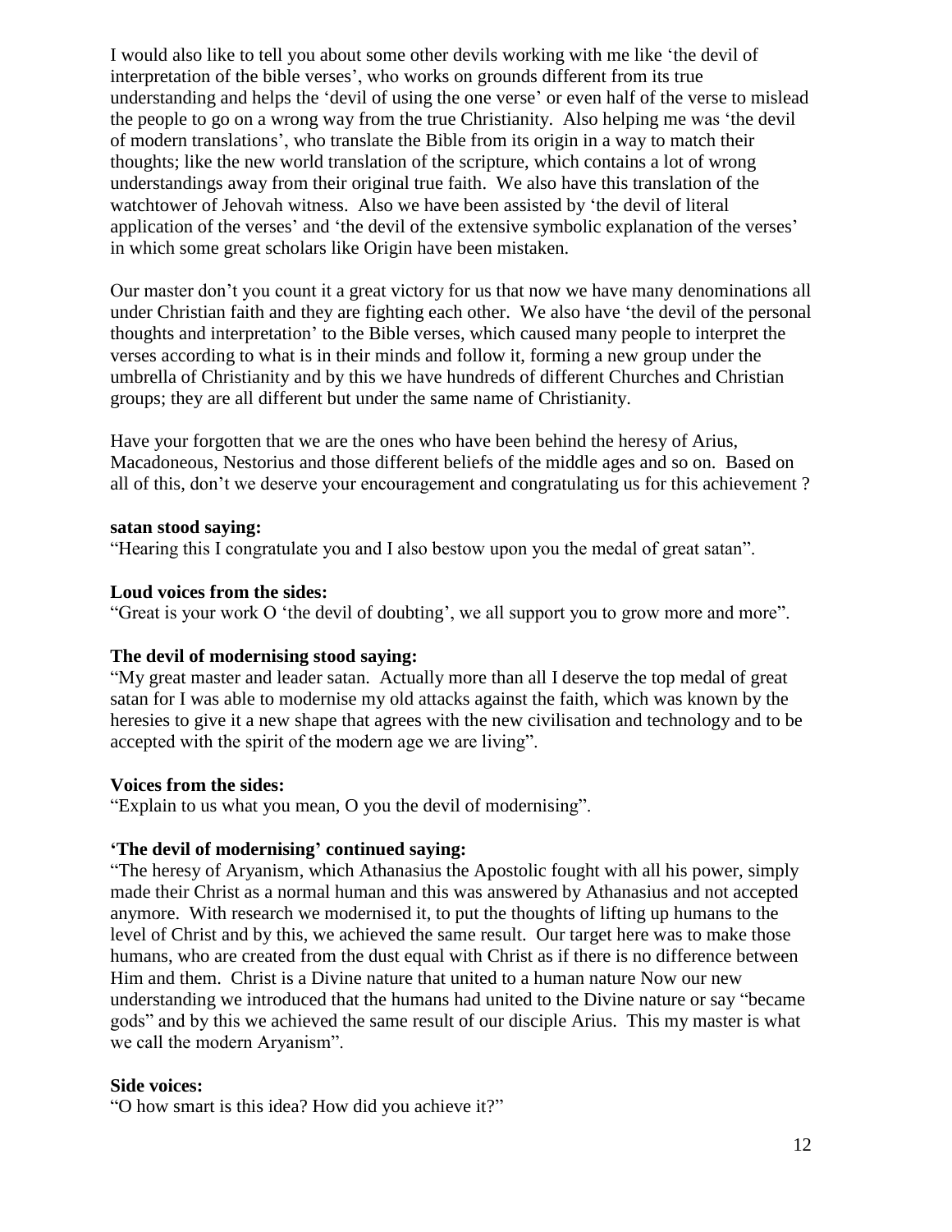I would also like to tell you about some other devils working with me like 'the devil of interpretation of the bible verses', who works on grounds different from its true understanding and helps the 'devil of using the one verse' or even half of the verse to mislead the people to go on a wrong way from the true Christianity. Also helping me was 'the devil of modern translations', who translate the Bible from its origin in a way to match their thoughts; like the new world translation of the scripture, which contains a lot of wrong understandings away from their original true faith. We also have this translation of the watchtower of Jehovah witness. Also we have been assisted by 'the devil of literal application of the verses' and 'the devil of the extensive symbolic explanation of the verses' in which some great scholars like Origin have been mistaken.

Our master don't you count it a great victory for us that now we have many denominations all under Christian faith and they are fighting each other. We also have 'the devil of the personal thoughts and interpretation' to the Bible verses, which caused many people to interpret the verses according to what is in their minds and follow it, forming a new group under the umbrella of Christianity and by this we have hundreds of different Churches and Christian groups; they are all different but under the same name of Christianity.

Have your forgotten that we are the ones who have been behind the heresy of Arius, Macadoneous, Nestorius and those different beliefs of the middle ages and so on. Based on all of this, don't we deserve your encouragement and congratulating us for this achievement ?

**satan stood saying:**
"Hearing this I congratulate you and I also bestow upon you the medal of great satan".

**Loud voices from the sides:**
"Great is your work O 'the devil of doubting', we all support you to grow more and more".

**The devil of modernising stood saying:**
"My great master and leader satan. Actually more than all I deserve the top medal of great satan for I was able to modernise my old attacks against the faith, which was known by the heresies to give it a new shape that agrees with the new civilisation and technology and to be accepted with the spirit of the modern age we are living".

**Voices from the sides:**
"Explain to us what you mean, O you the devil of modernising".

**'The devil of modernising' continued saying:**
"The heresy of Aryanism, which Athanasius the Apostolic fought with all his power, simply made their Christ as a normal human and this was answered by Athanasius and not accepted anymore. With research we modernised it, to put the thoughts of lifting up humans to the level of Christ and by this, we achieved the same result. Our target here was to make those humans, who are created from the dust equal with Christ as if there is no difference between Him and them. Christ is a Divine nature that united to a human nature Now our new understanding we introduced that the humans had united to the Divine nature or say "became gods" and by this we achieved the same result of our disciple Arius. This my master is what we call the modern Aryanism".

**Side voices:**
"O how smart is this idea? How did you achieve it?"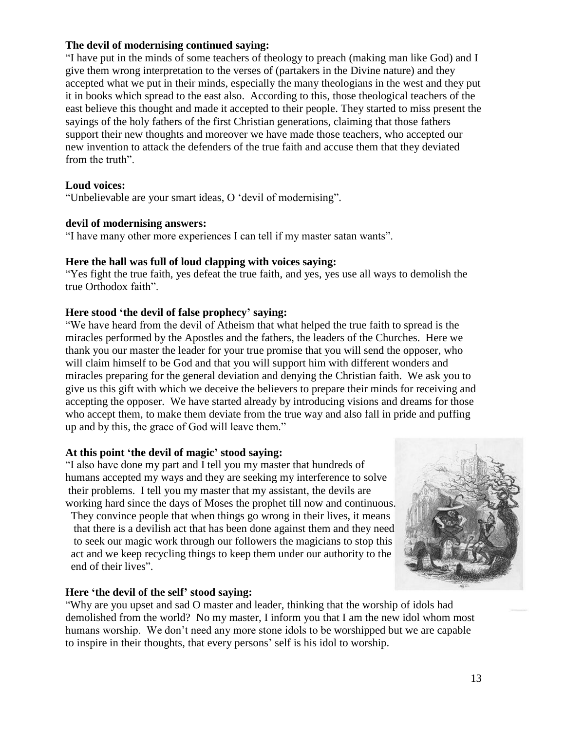**The devil of modernising continued saying:**
"I have put in the minds of some teachers of theology to preach (making man like God) and I give them wrong interpretation to the verses of (partakers in the Divine nature) and they accepted what we put in their minds, especially the many theologians in the west and they put it in books which spread to the east also. According to this, those theological teachers of the east believe this thought and made it accepted to their people. They started to miss present the sayings of the holy fathers of the first Christian generations, claiming that those fathers support their new thoughts and moreover we have made those teachers, who accepted our new invention to attack the defenders of the true faith and accuse them that they deviated from the truth".

**Loud voices:**
"Unbelievable are your smart ideas, O 'devil of modernising".

**devil of modernising answers:**
"I have many other more experiences I can tell if my master satan wants".

**Here the hall was full of loud clapping with voices saying:**
"Yes fight the true faith, yes defeat the true faith, and yes, yes use all ways to demolish the true Orthodox faith".

**Here stood 'the devil of false prophecy' saying:**
"We have heard from the devil of Atheism that what helped the true faith to spread is the miracles performed by the Apostles and the fathers, the leaders of the Churches. Here we thank you our master the leader for your true promise that you will send the opposer, who will claim himself to be God and that you will support him with different wonders and miracles preparing for the general deviation and denying the Christian faith. We ask you to give us this gift with which we deceive the believers to prepare their minds for receiving and accepting the opposer. We have started already by introducing visions and dreams for those who accept them, to make them deviate from the true way and also fall in pride and puffing up and by this, the grace of God will leave them."

**At this point 'the devil of magic' stood saying:**
"I also have done my part and I tell you my master that hundreds of humans accepted my ways and they are seeking my interference to solve their problems. I tell you my master that my assistant, the devils are working hard since the days of Moses the prophet till now and continuous. They convince people that when things go wrong in their lives, it means that there is a devilish act that has been done against them and they need to seek our magic work through our followers the magicians to stop this act and we keep recycling things to keep them under our authority to the end of their lives".

**Here 'the devil of the self' stood saying:**
"Why are you upset and sad O master and leader, thinking that the worship of idols had demolished from the world? No my master, I inform you that I am the new idol whom most humans worship. We don't need any more stone idols to be worshipped but we are capable to inspire in their thoughts, that every persons' self is his idol to worship.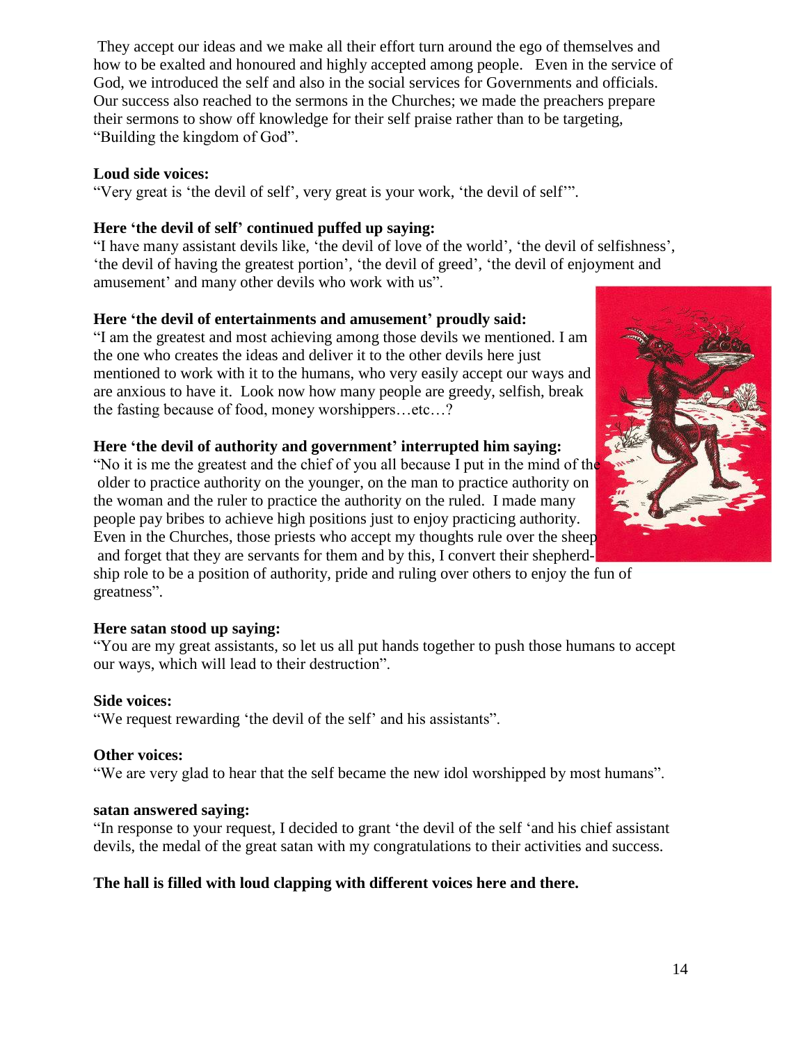They accept our ideas and we make all their effort turn around the ego of themselves and how to be exalted and honoured and highly accepted among people. Even in the service of God, we introduced the self and also in the social services for Governments and officials. Our success also reached to the sermons in the Churches; we made the preachers prepare their sermons to show off knowledge for their self praise rather than to be targeting, "Building the kingdom of God".

**Loud side voices:**
"Very great is 'the devil of self', very great is your work, 'the devil of self'".

**Here 'the devil of self' continued puffed up saying:**
"I have many assistant devils like, 'the devil of love of the world', 'the devil of selfishness', 'the devil of having the greatest portion', 'the devil of greed', 'the devil of enjoyment and amusement' and many other devils who work with us".

**Here 'the devil of entertainments and amusement' proudly said:**
"I am the greatest and most achieving among those devils we mentioned. I am the one who creates the ideas and deliver it to the other devils here just mentioned to work with it to the humans, who very easily accept our ways and are anxious to have it. Look now how many people are greedy, selfish, break the fasting because of food, money worshippers…etc…?

**Here 'the devil of authority and government' interrupted him saying:**
"No it is me the greatest and the chief of you all because I put in the mind of the older to practice authority on the younger, on the man to practice authority on the woman and the ruler to practice the authority on the ruled. I made many people pay bribes to achieve high positions just to enjoy practicing authority. Even in the Churches, those priests who accept my thoughts rule over the sheep and forget that they are servants for them and by this, I convert their shepherd-ship role to be a position of authority, pride and ruling over others to enjoy the fun of greatness".

**Here satan stood up saying:**
"You are my great assistants, so let us all put hands together to push those humans to accept our ways, which will lead to their destruction".

**Side voices:**
"We request rewarding 'the devil of the self' and his assistants".

**Other voices:**
"We are very glad to hear that the self became the new idol worshipped by most humans".

**satan answered saying:**
"In response to your request, I decided to grant 'the devil of the self 'and his chief assistant devils, the medal of the great satan with my congratulations to their activities and success.

**The hall is filled with loud clapping with different voices here and there.**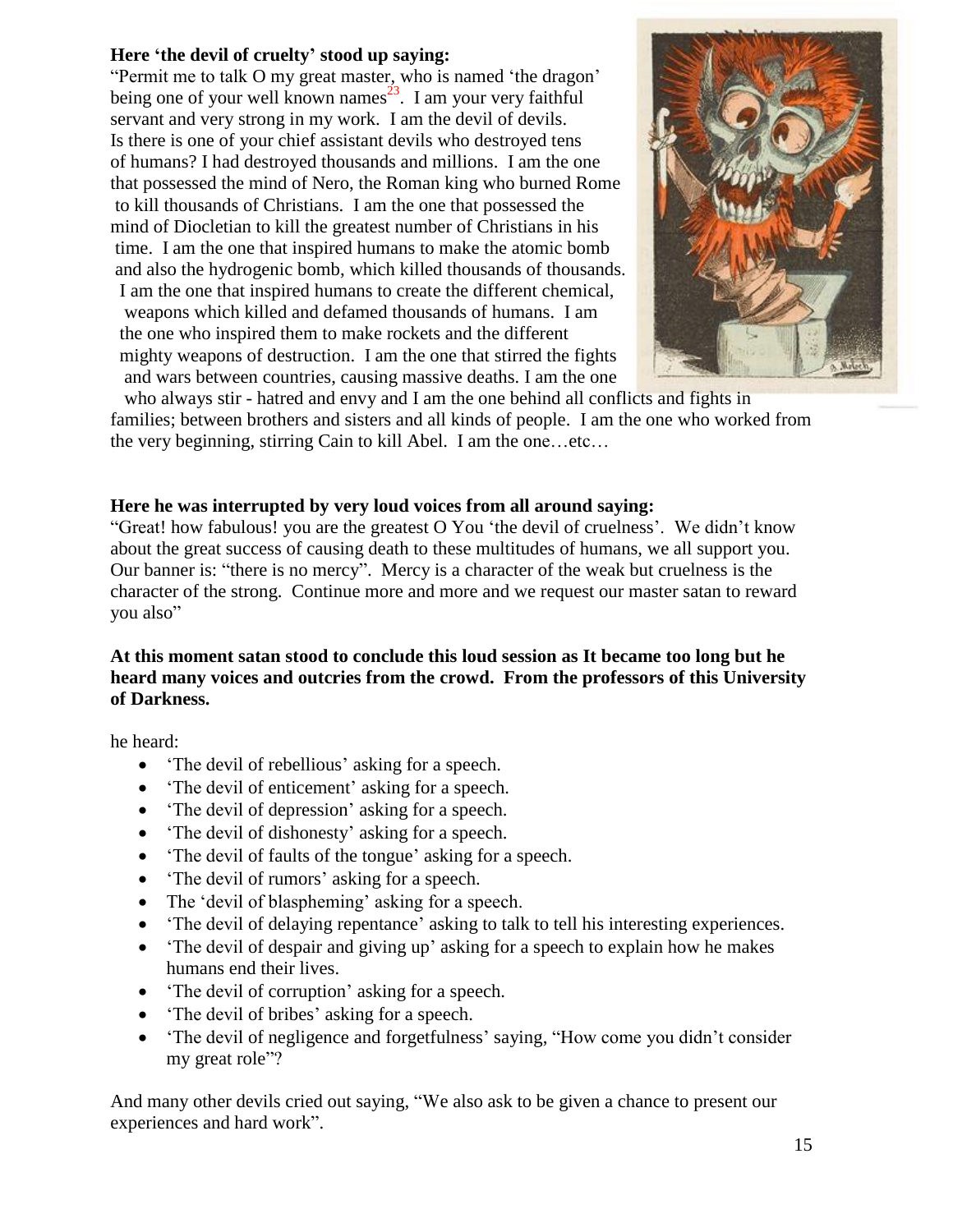**Here 'the devil of cruelty' stood up saying:**

"Permit me to talk O my great master, who is named 'the dragon' being one of your well known names[23]. I am your very faithful servant and very strong in my work. I am the devil of devils. Is there is one of your chief assistant devils who destroyed tens of humans? I had destroyed thousands and millions. I am the one that possessed the mind of Nero, the Roman king who burned Rome to kill thousands of Christians. I am the one that possessed the mind of Diocletian to kill the greatest number of Christians in his time. I am the one that inspired humans to make the atomic bomb and also the hydrogenic bomb, which killed thousands of thousands. I am the one that inspired humans to create the different chemical, weapons which killed and defamed thousands of humans. I am the one who inspired them to make rockets and the different mighty weapons of destruction. I am the one that stirred the fights and wars between countries, causing massive deaths. I am the one who always stir - hatred and envy and I am the one behind all conflicts and fights in families; between brothers and sisters and all kinds of people. I am the one who worked from the very beginning, stirring Cain to kill Abel. I am the one…etc…

**Here he was interrupted by very loud voices from all around saying:**

"Great! how fabulous! you are the greatest O You 'the devil of cruelness'. We didn't know about the great success of causing death to these multitudes of humans, we all support you. Our banner is: "there is no mercy". Mercy is a character of the weak but cruelness is the character of the strong. Continue more and more and we request our master satan to reward you also"

**At this moment satan stood to conclude this loud session as It became too long but he heard many voices and outcries from the crowd. From the professors of this University of Darkness.**

he heard:

- 'The devil of rebellious' asking for a speech.
- 'The devil of enticement' asking for a speech.
- 'The devil of depression' asking for a speech.
- 'The devil of dishonesty' asking for a speech.
- 'The devil of faults of the tongue' asking for a speech.
- 'The devil of rumors' asking for a speech.
- The 'devil of blaspheming' asking for a speech.
- 'The devil of delaying repentance' asking to talk to tell his interesting experiences.
- 'The devil of despair and giving up' asking for a speech to explain how he makes humans end their lives.
- 'The devil of corruption' asking for a speech.
- 'The devil of bribes' asking for a speech.
- 'The devil of negligence and forgetfulness' saying, "How come you didn't consider my great role"?

And many other devils cried out saying, "We also ask to be given a chance to present our experiences and hard work".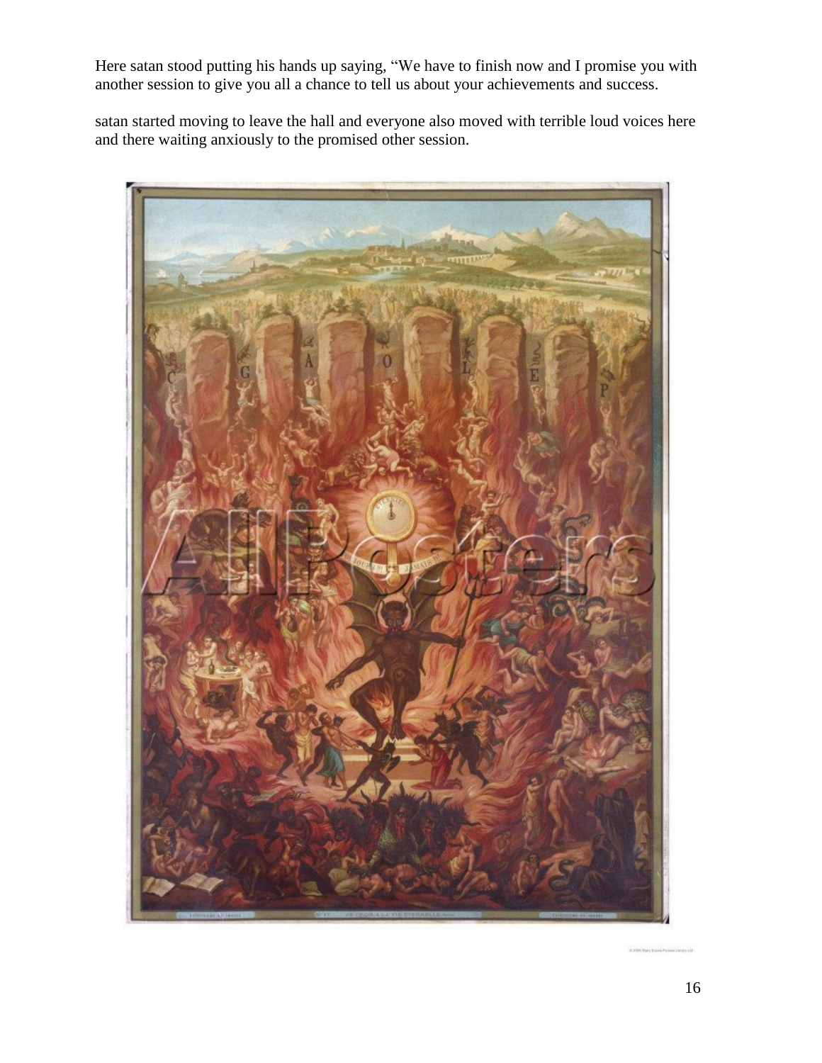Here satan stood putting his hands up saying, “We have to finish now and I promise you with another session to give you all a chance to tell us about your achievements and success.

satan started moving to leave the hall and everyone also moved with terrible loud voices here and there waiting anxiously to the promised other session.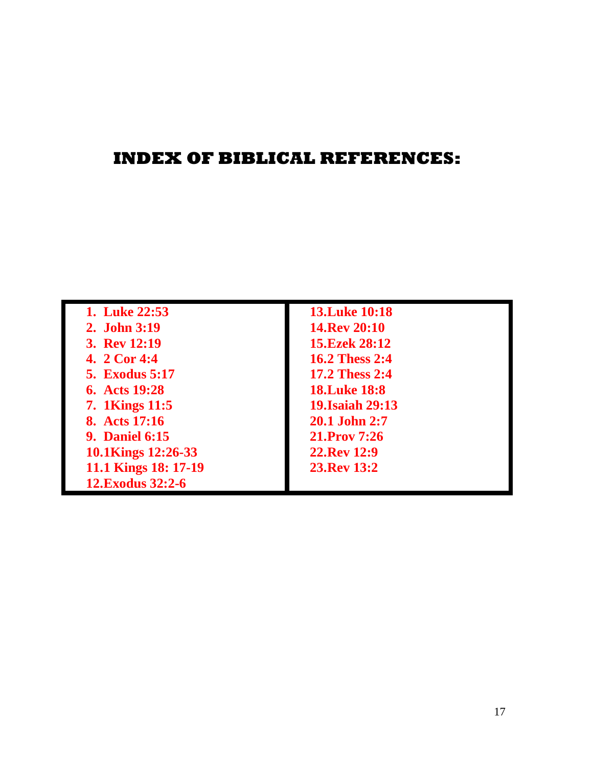# INDEX OF BIBLICAL REFERENCES:

| | |
|---|---|
| 1. Luke 22:53 | 13.Luke 10:18 |
| 2. John 3:19 | 14.Rev 20:10 |
| 3. Rev 12:19 | 15.Ezek 28:12 |
| 4. 2 Cor 4:4 | 16.2 Thess 2:4 |
| 5. Exodus 5:17 | 17.2 Thess 2:4 |
| 6. Acts 19:28 | 18.Luke 18:8 |
| 7. 1Kings 11:5 | 19.Isaiah 29:13 |
| 8. Acts 17:16 | 20.1 John 2:7 |
| 9. Daniel 6:15 | 21.Prov 7:26 |
| 10.1Kings 12:26-33 | 22.Rev 12:9 |
| 11.1 Kings 18: 17-19 | 23.Rev 13:2 |
| 12.Exodus 32:2-6 | |